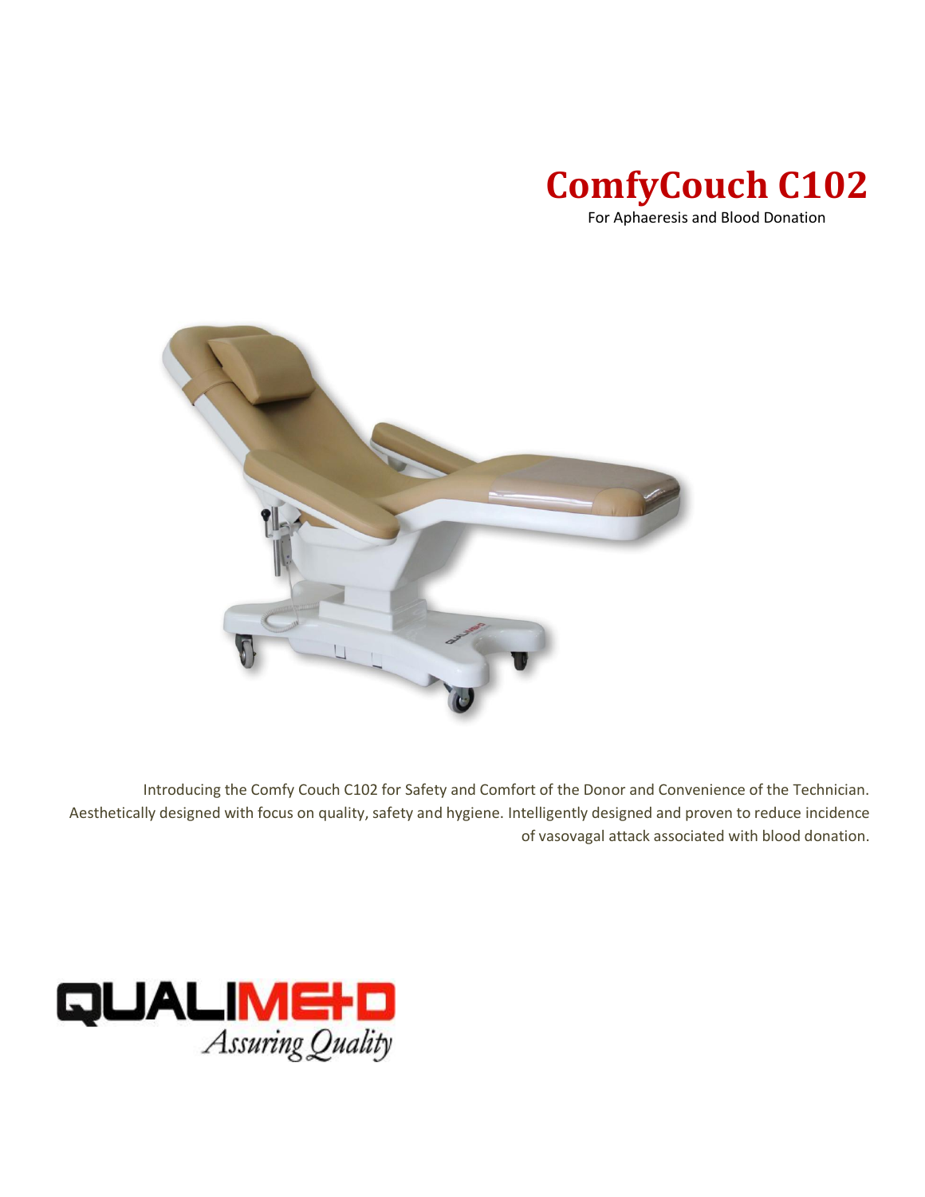# ComfyCouch C102

For Aphaeresis and Blood Donation

Introducing the Comfy Couch C102 for Safety and Comfort of the Donor and Convenience of the Technician. Aesthetically designed with focus on quality, safety and hygiene. Intelligently designed and proven to reduce incidence of vasovagal attack associated with blood donation.

QUALIMED

*Assuring Quality*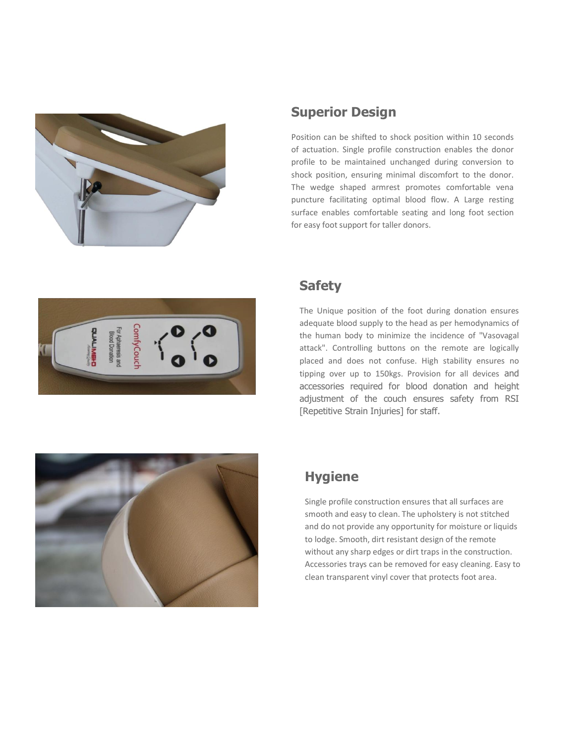## Superior Design

Position can be shifted to shock position within 10 seconds of actuation. Single profile construction enables the donor profile to be maintained unchanged during conversion to shock position, ensuring minimal discomfort to the donor. The wedge shaped armrest promotes comfortable vena puncture facilitating optimal blood flow. A Large resting surface enables comfortable seating and long foot section for easy foot support for taller donors.

## Safety

The Unique position of the foot during donation ensures adequate blood supply to the head as per hemodynamics of the human body to minimize the incidence of "Vasovagal attack". Controlling buttons on the remote are logically placed and does not confuse. High stability ensures no tipping over up to 150kgs. Provision for all devices and accessories required for blood donation and height adjustment of the couch ensures safety from RSI [Repetitive Strain Injuries] for staff.

## Hygiene

Single profile construction ensures that all surfaces are smooth and easy to clean. The upholstery is not stitched and do not provide any opportunity for moisture or liquids to lodge. Smooth, dirt resistant design of the remote without any sharp edges or dirt traps in the construction. Accessories trays can be removed for easy cleaning. Easy to clean transparent vinyl cover that protects foot area.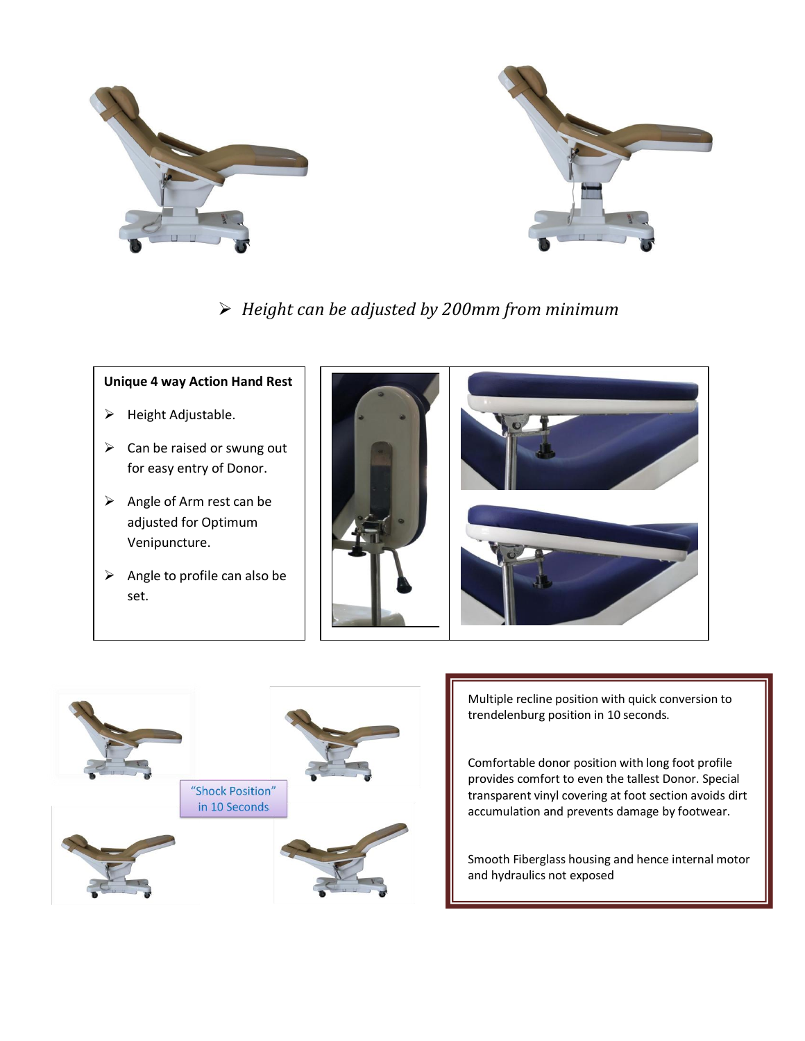- *Height can be adjusted by 200mm from minimum*

**Unique 4 way Action Hand Rest**

- Height Adjustable.
- Can be raised or swung out for easy entry of Donor.
- Angle of Arm rest can be adjusted for Optimum Venipuncture.
- Angle to profile can also be set.

"Shock Position" in 10 Seconds

Multiple recline position with quick conversion to trendelenburg position in 10 seconds.

Comfortable donor position with long foot profile provides comfort to even the tallest Donor. Special transparent vinyl covering at foot section avoids dirt accumulation and prevents damage by footwear.

Smooth Fiberglass housing and hence internal motor and hydraulics not exposed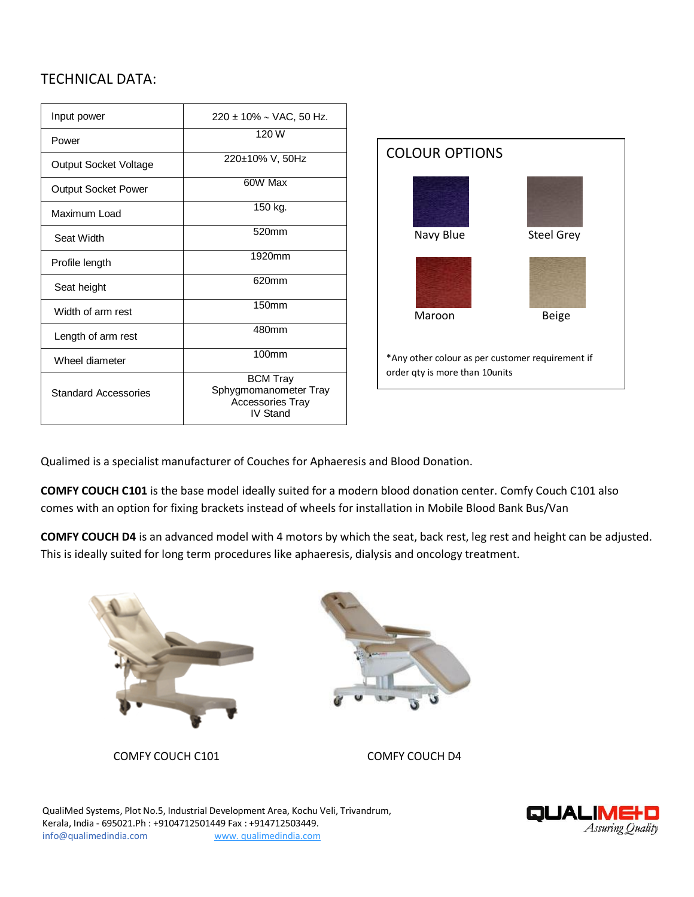## TECHNICAL DATA:

| | |
|---|---|
| Input power | 220 ± 10% ~ VAC, 50 Hz. |
| Power | 120 W |
| Output Socket Voltage | 220±10% V, 50Hz |
| Output Socket Power | 60W Max |
| Maximum Load | 150 kg. |
| Seat Width | 520mm |
| Profile length | 1920mm |
| Seat height | 620mm |
| Width of arm rest | 150mm |
| Length of arm rest | 480mm |
| Wheel diameter | 100mm |
| Standard Accessories | BCM Tray<br>Sphygmomanometer Tray<br>Accessories Tray<br>IV Stand |

## COLOUR OPTIONS

Navy Blue

Steel Grey

Maroon

Beige

*Any other colour as per customer requirement if order qty is more than 10units

Qualimed is a specialist manufacturer of Couches for Aphaeresis and Blood Donation.

**COMFY COUCH C101** is the base model ideally suited for a modern blood donation center. Comfy Couch C101 also comes with an option for fixing brackets instead of wheels for installation in Mobile Blood Bank Bus/Van

**COMFY COUCH D4** is an advanced model with 4 motors by which the seat, back rest, leg rest and height can be adjusted. This is ideally suited for long term procedures like aphaeresis, dialysis and oncology treatment.

COMFY COUCH C101

COMFY COUCH D4

QualiMed Systems, Plot No.5, Industrial Development Area, Kochu Veli, Trivandrum, Kerala, India - 695021.Ph : +9104712501449 Fax : +914712503449.
info@qualimedindia.com www. qualimedindia.com

QUALIMED Assuring Quality